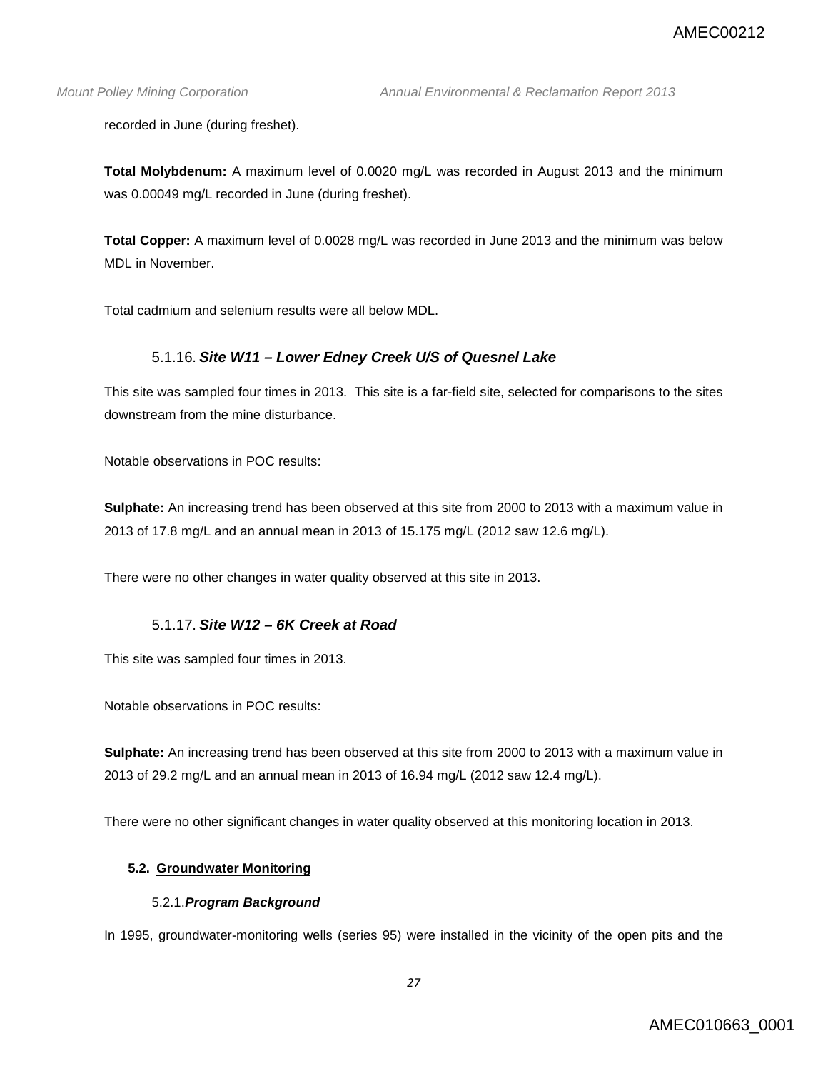recorded in June (during freshet).

**Total Molybdenum:** A maximum level of 0.0020 mg/L was recorded in August 2013 and the minimum was 0.00049 mg/L recorded in June (during freshet).

**Total Copper:** A maximum level of 0.0028 mg/L was recorded in June 2013 and the minimum was below MDL in November.

Total cadmium and selenium results were all below MDL.

#### 5.1.16. *Site W11 – Lower Edney Creek U/S of Quesnel Lake*

This site was sampled four times in 2013. This site is a far-field site, selected for comparisons to the sites downstream from the mine disturbance.

Notable observations in POC results:

**Sulphate:** An increasing trend has been observed at this site from 2000 to 2013 with a maximum value in 2013 of 17.8 mg/L and an annual mean in 2013 of 15.175 mg/L (2012 saw 12.6 mg/L).

There were no other changes in water quality observed at this site in 2013.

#### 5.1.17. *Site W12 – 6K Creek at Road*

This site was sampled four times in 2013.

Notable observations in POC results:

**Sulphate:** An increasing trend has been observed at this site from 2000 to 2013 with a maximum value in 2013 of 29.2 mg/L and an annual mean in 2013 of 16.94 mg/L (2012 saw 12.4 mg/L).

There were no other significant changes in water quality observed at this monitoring location in 2013.

### 5.2. Groundwater Monitoring

#### 5.2.1. *Program Background*

In 1995, groundwater-monitoring wells (series 95) were installed in the vicinity of the open pits and the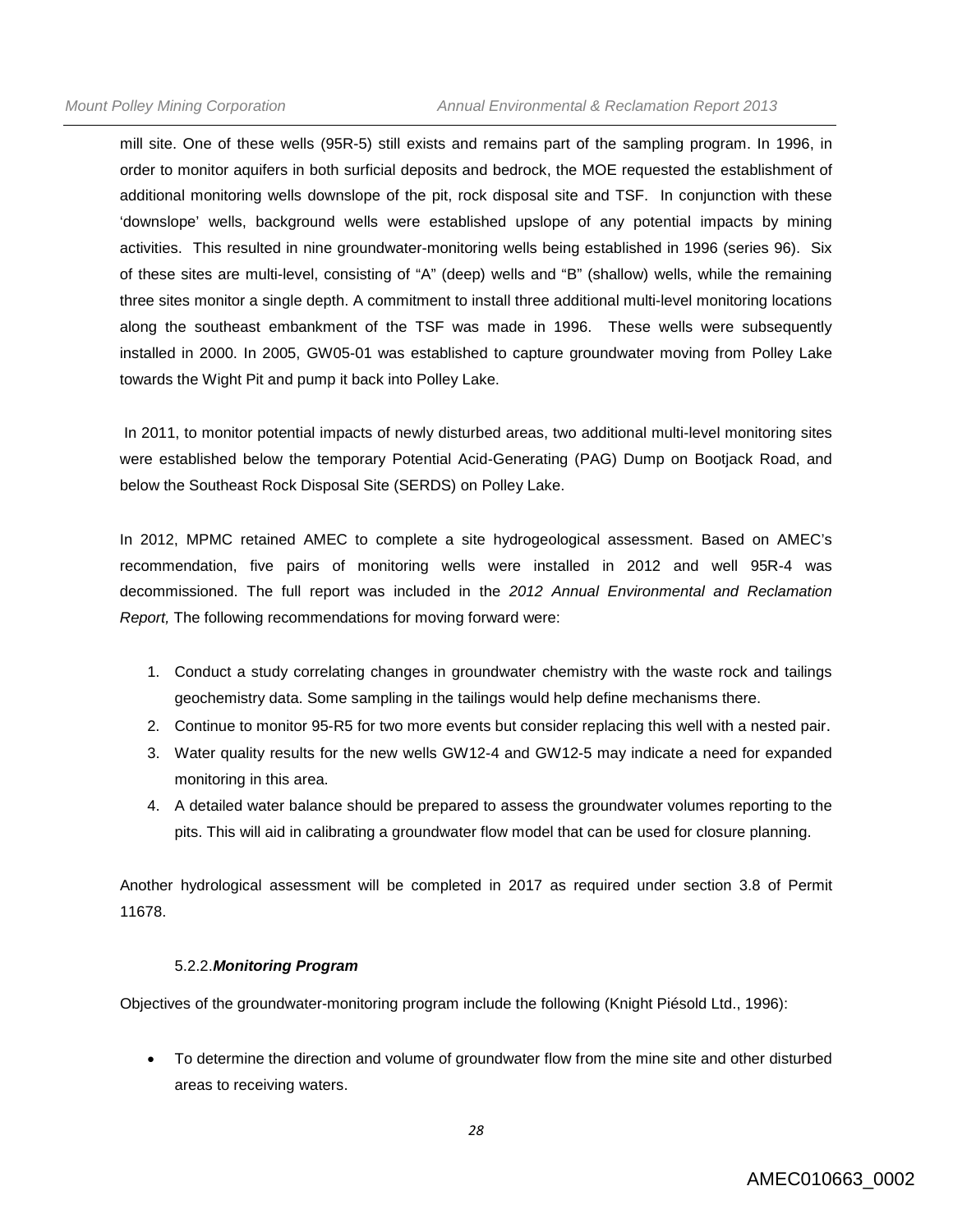mill site. One of these wells (95R-5) still exists and remains part of the sampling program. In 1996, in order to monitor aquifers in both surficial deposits and bedrock, the MOE requested the establishment of additional monitoring wells downslope of the pit, rock disposal site and TSF. In conjunction with these 'downslope' wells, background wells were established upslope of any potential impacts by mining activities. This resulted in nine groundwater-monitoring wells being established in 1996 (series 96). Six of these sites are multi-level, consisting of "A" (deep) wells and "B" (shallow) wells, while the remaining three sites monitor a single depth. A commitment to install three additional multi-level monitoring locations along the southeast embankment of the TSF was made in 1996. These wells were subsequently installed in 2000. In 2005, GW05-01 was established to capture groundwater moving from Polley Lake towards the Wight Pit and pump it back into Polley Lake.

In 2011, to monitor potential impacts of newly disturbed areas, two additional multi-level monitoring sites were established below the temporary Potential Acid-Generating (PAG) Dump on Bootjack Road, and below the Southeast Rock Disposal Site (SERDS) on Polley Lake.

In 2012, MPMC retained AMEC to complete a site hydrogeological assessment. Based on AMEC's recommendation, five pairs of monitoring wells were installed in 2012 and well 95R-4 was decommissioned. The full report was included in the *2012 Annual Environmental and Reclamation Report,* The following recommendations for moving forward were:

1. Conduct a study correlating changes in groundwater chemistry with the waste rock and tailings geochemistry data. Some sampling in the tailings would help define mechanisms there.
2. Continue to monitor 95-R5 for two more events but consider replacing this well with a nested pair.
3. Water quality results for the new wells GW12-4 and GW12-5 may indicate a need for expanded monitoring in this area.
4. A detailed water balance should be prepared to assess the groundwater volumes reporting to the pits. This will aid in calibrating a groundwater flow model that can be used for closure planning.

Another hydrological assessment will be completed in 2017 as required under section 3.8 of Permit 11678.

### 5.2.2. ***Monitoring Program***

Objectives of the groundwater-monitoring program include the following (Knight Piésold Ltd., 1996):

- To determine the direction and volume of groundwater flow from the mine site and other disturbed areas to receiving waters.

AMEC010663_0002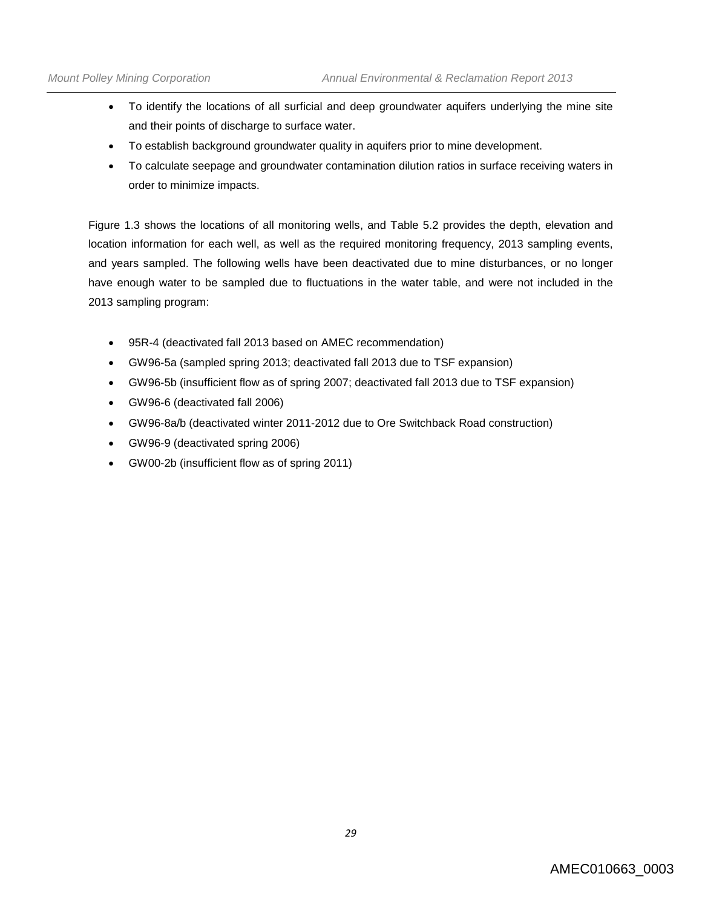- To identify the locations of all surficial and deep groundwater aquifers underlying the mine site and their points of discharge to surface water.
- To establish background groundwater quality in aquifers prior to mine development.
- To calculate seepage and groundwater contamination dilution ratios in surface receiving waters in order to minimize impacts.

Figure 1.3 shows the locations of all monitoring wells, and Table 5.2 provides the depth, elevation and location information for each well, as well as the required monitoring frequency, 2013 sampling events, and years sampled. The following wells have been deactivated due to mine disturbances, or no longer have enough water to be sampled due to fluctuations in the water table, and were not included in the 2013 sampling program:

- 95R-4 (deactivated fall 2013 based on AMEC recommendation)
- GW96-5a (sampled spring 2013; deactivated fall 2013 due to TSF expansion)
- GW96-5b (insufficient flow as of spring 2007; deactivated fall 2013 due to TSF expansion)
- GW96-6 (deactivated fall 2006)
- GW96-8a/b (deactivated winter 2011-2012 due to Ore Switchback Road construction)
- GW96-9 (deactivated spring 2006)
- GW00-2b (insufficient flow as of spring 2011)

AMEC010663_0003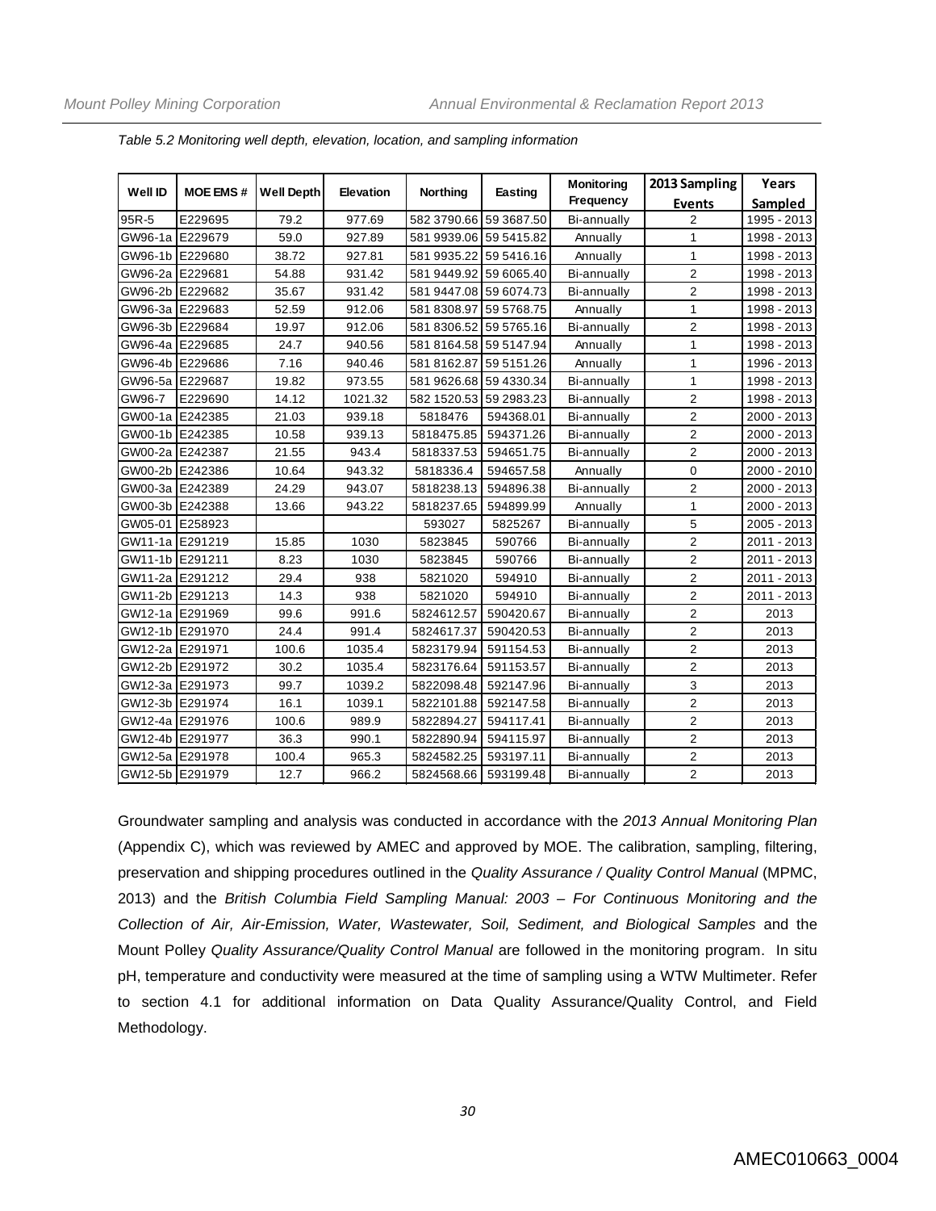*Table 5.2 Monitoring well depth, elevation, location, and sampling information*

| Well ID | MOE EMS # | Well Depth | Elevation | Northing | Easting | Monitoring Frequency | 2013 Sampling Events | Years Sampled |
|---|---|---|---|---|---|---|---|---|
| 95R-5 | E229695 | 79.2 | 977.69 | 582 3790.66 | 59 3687.50 | Bi-annually | 2 | 1995 - 2013 |
| GW96-1a | E229679 | 59.0 | 927.89 | 581 9939.06 | 59 5415.82 | Annually | 1 | 1998 - 2013 |
| GW96-1b | E229680 | 38.72 | 927.81 | 581 9935.22 | 59 5416.16 | Annually | 1 | 1998 - 2013 |
| GW96-2a | E229681 | 54.88 | 931.42 | 581 9449.92 | 59 6065.40 | Bi-annually | 2 | 1998 - 2013 |
| GW96-2b | E229682 | 35.67 | 931.42 | 581 9447.08 | 59 6074.73 | Bi-annually | 2 | 1998 - 2013 |
| GW96-3a | E229683 | 52.59 | 912.06 | 581 8308.97 | 59 5768.75 | Annually | 1 | 1998 - 2013 |
| GW96-3b | E229684 | 19.97 | 912.06 | 581 8306.52 | 59 5765.16 | Bi-annually | 2 | 1998 - 2013 |
| GW96-4a | E229685 | 24.7 | 940.56 | 581 8164.58 | 59 5147.94 | Annually | 1 | 1998 - 2013 |
| GW96-4b | E229686 | 7.16 | 940.46 | 581 8162.87 | 59 5151.26 | Annually | 1 | 1996 - 2013 |
| GW96-5a | E229687 | 19.82 | 973.55 | 581 9626.68 | 59 4330.34 | Bi-annually | 1 | 1998 - 2013 |
| GW96-7 | E229690 | 14.12 | 1021.32 | 582 1520.53 | 59 2983.23 | Bi-annually | 2 | 1998 - 2013 |
| GW00-1a | E242385 | 21.03 | 939.18 | 5818476 | 594368.01 | Bi-annually | 2 | 2000 - 2013 |
| GW00-1b | E242385 | 10.58 | 939.13 | 5818475.85 | 594371.26 | Bi-annually | 2 | 2000 - 2013 |
| GW00-2a | E242387 | 21.55 | 943.4 | 5818337.53 | 594651.75 | Bi-annually | 2 | 2000 - 2013 |
| GW00-2b | E242386 | 10.64 | 943.32 | 5818336.4 | 594657.58 | Annually | 0 | 2000 - 2010 |
| GW00-3a | E242389 | 24.29 | 943.07 | 5818238.13 | 594896.38 | Bi-annually | 2 | 2000 - 2013 |
| GW00-3b | E242388 | 13.66 | 943.22 | 5818237.65 | 594899.99 | Annually | 1 | 2000 - 2013 |
| GW05-01 | E258923 | | | 593027 | 5825267 | Bi-annually | 5 | 2005 - 2013 |
| GW11-1a | E291219 | 15.85 | 1030 | 5823845 | 590766 | Bi-annually | 2 | 2011 - 2013 |
| GW11-1b | E291211 | 8.23 | 1030 | 5823845 | 590766 | Bi-annually | 2 | 2011 - 2013 |
| GW11-2a | E291212 | 29.4 | 938 | 5821020 | 594910 | Bi-annually | 2 | 2011 - 2013 |
| GW11-2b | E291213 | 14.3 | 938 | 5821020 | 594910 | Bi-annually | 2 | 2011 - 2013 |
| GW12-1a | E291969 | 99.6 | 991.6 | 5824612.57 | 590420.67 | Bi-annually | 2 | 2013 |
| GW12-1b | E291970 | 24.4 | 991.4 | 5824617.37 | 590420.53 | Bi-annually | 2 | 2013 |
| GW12-2a | E291971 | 100.6 | 1035.4 | 5823179.94 | 591154.53 | Bi-annually | 2 | 2013 |
| GW12-2b | E291972 | 30.2 | 1035.4 | 5823176.64 | 591153.57 | Bi-annually | 2 | 2013 |
| GW12-3a | E291973 | 99.7 | 1039.2 | 5822098.48 | 592147.96 | Bi-annually | 3 | 2013 |
| GW12-3b | E291974 | 16.1 | 1039.1 | 5822101.88 | 592147.58 | Bi-annually | 2 | 2013 |
| GW12-4a | E291976 | 100.6 | 989.9 | 5822894.27 | 594117.41 | Bi-annually | 2 | 2013 |
| GW12-4b | E291977 | 36.3 | 990.1 | 5822890.94 | 594115.97 | Bi-annually | 2 | 2013 |
| GW12-5a | E291978 | 100.4 | 965.3 | 5824582.25 | 593197.11 | Bi-annually | 2 | 2013 |
| GW12-5b | E291979 | 12.7 | 966.2 | 5824568.66 | 593199.48 | Bi-annually | 2 | 2013 |

Groundwater sampling and analysis was conducted in accordance with the *2013 Annual Monitoring Plan* (Appendix C), which was reviewed by AMEC and approved by MOE. The calibration, sampling, filtering, preservation and shipping procedures outlined in the *Quality Assurance / Quality Control Manual* (MPMC, 2013) and the *British Columbia Field Sampling Manual: 2003 – For Continuous Monitoring and the Collection of Air, Air-Emission, Water, Wastewater, Soil, Sediment, and Biological Samples* and the Mount Polley *Quality Assurance/Quality Control Manual* are followed in the monitoring program. In situ pH, temperature and conductivity were measured at the time of sampling using a WTW Multimeter. Refer to section 4.1 for additional information on Data Quality Assurance/Quality Control, and Field Methodology.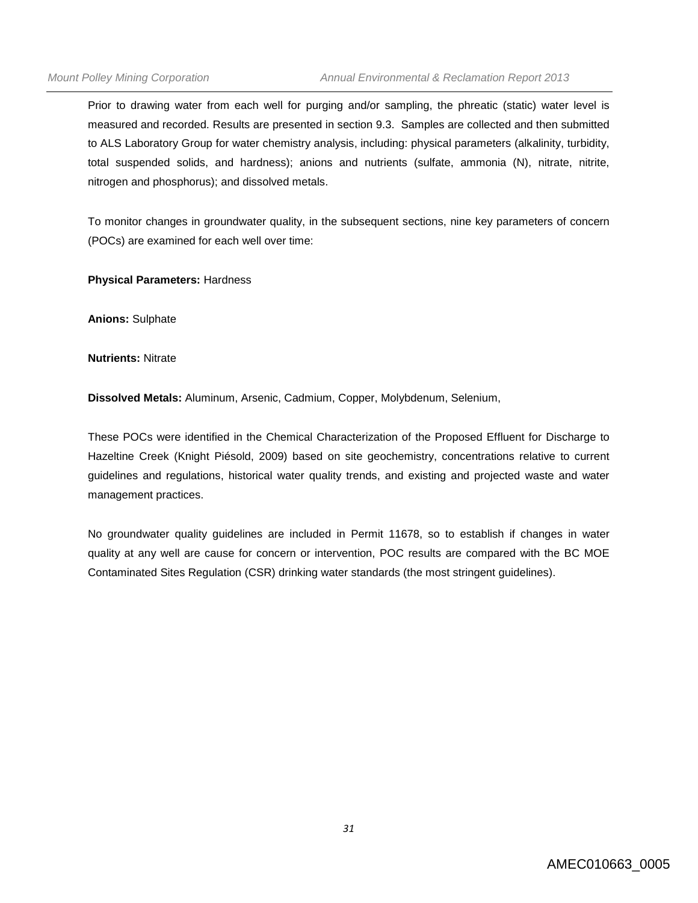Prior to drawing water from each well for purging and/or sampling, the phreatic (static) water level is measured and recorded. Results are presented in section 9.3. Samples are collected and then submitted to ALS Laboratory Group for water chemistry analysis, including: physical parameters (alkalinity, turbidity, total suspended solids, and hardness); anions and nutrients (sulfate, ammonia (N), nitrate, nitrite, nitrogen and phosphorus); and dissolved metals.

To monitor changes in groundwater quality, in the subsequent sections, nine key parameters of concern (POCs) are examined for each well over time:

**Physical Parameters:** Hardness

**Anions:** Sulphate

**Nutrients:** Nitrate

**Dissolved Metals:** Aluminum, Arsenic, Cadmium, Copper, Molybdenum, Selenium,

These POCs were identified in the Chemical Characterization of the Proposed Effluent for Discharge to Hazeltine Creek (Knight Piésold, 2009) based on site geochemistry, concentrations relative to current guidelines and regulations, historical water quality trends, and existing and projected waste and water management practices.

No groundwater quality guidelines are included in Permit 11678, so to establish if changes in water quality at any well are cause for concern or intervention, POC results are compared with the BC MOE Contaminated Sites Regulation (CSR) drinking water standards (the most stringent guidelines).

AMEC010663_0005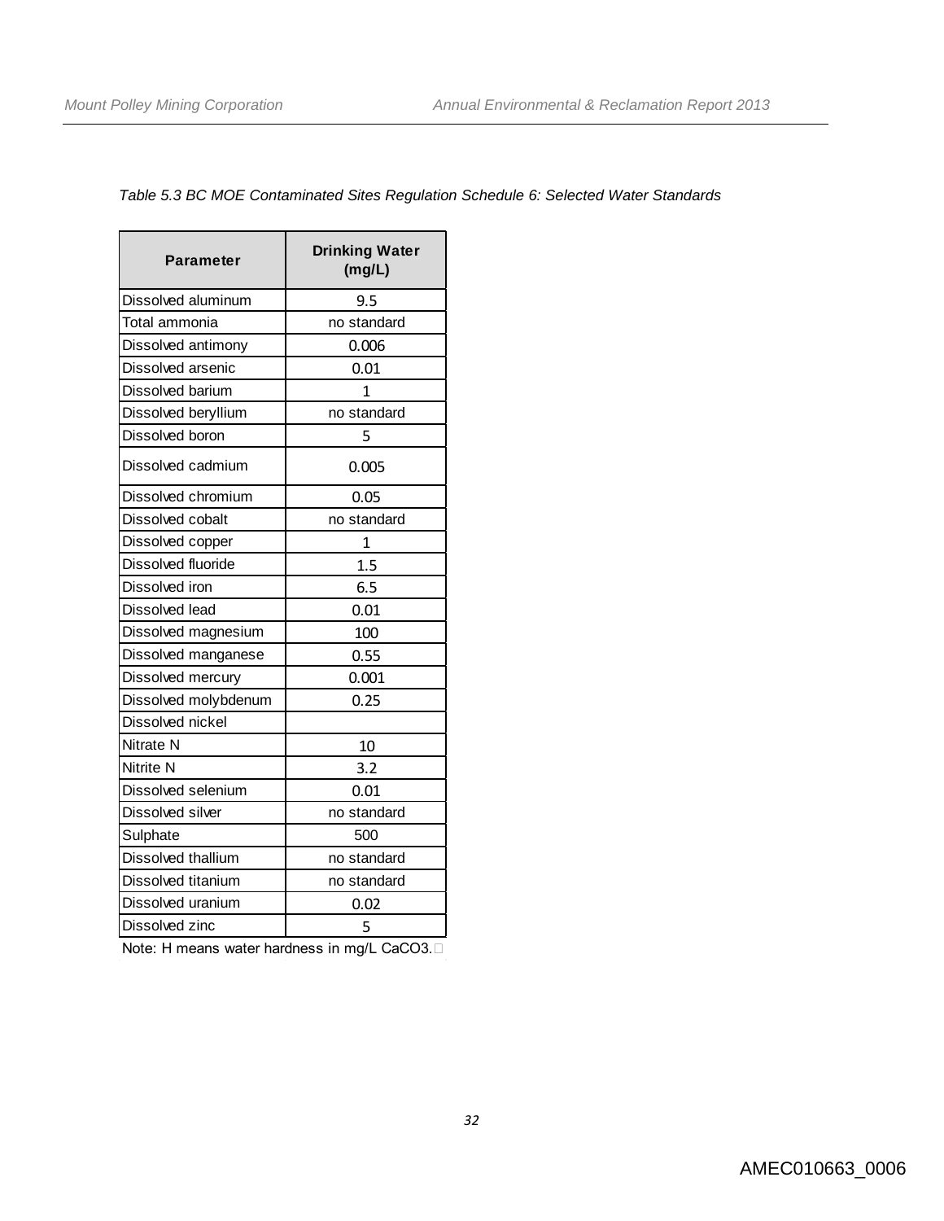*Table 5.3 BC MOE Contaminated Sites Regulation Schedule 6: Selected Water Standards*

| Parameter | Drinking Water (mg/L) |
|---|---|
| Dissolved aluminum | 9.5 |
| Total ammonia | no standard |
| Dissolved antimony | 0.006 |
| Dissolved arsenic | 0.01 |
| Dissolved barium | 1 |
| Dissolved beryllium | no standard |
| Dissolved boron | 5 |
| Dissolved cadmium | 0.005 |
| Dissolved chromium | 0.05 |
| Dissolved cobalt | no standard |
| Dissolved copper | 1 |
| Dissolved fluoride | 1.5 |
| Dissolved iron | 6.5 |
| Dissolved lead | 0.01 |
| Dissolved magnesium | 100 |
| Dissolved manganese | 0.55 |
| Dissolved mercury | 0.001 |
| Dissolved molybdenum | 0.25 |
| Dissolved nickel | |
| Nitrate N | 10 |
| Nitrite N | 3.2 |
| Dissolved selenium | 0.01 |
| Dissolved silver | no standard |
| Sulphate | 500 |
| Dissolved thallium | no standard |
| Dissolved titanium | no standard |
| Dissolved uranium | 0.02 |
| Dissolved zinc | 5 |

Note: H means water hardness in mg/L $CaCO_3$.

AMEC010663_0006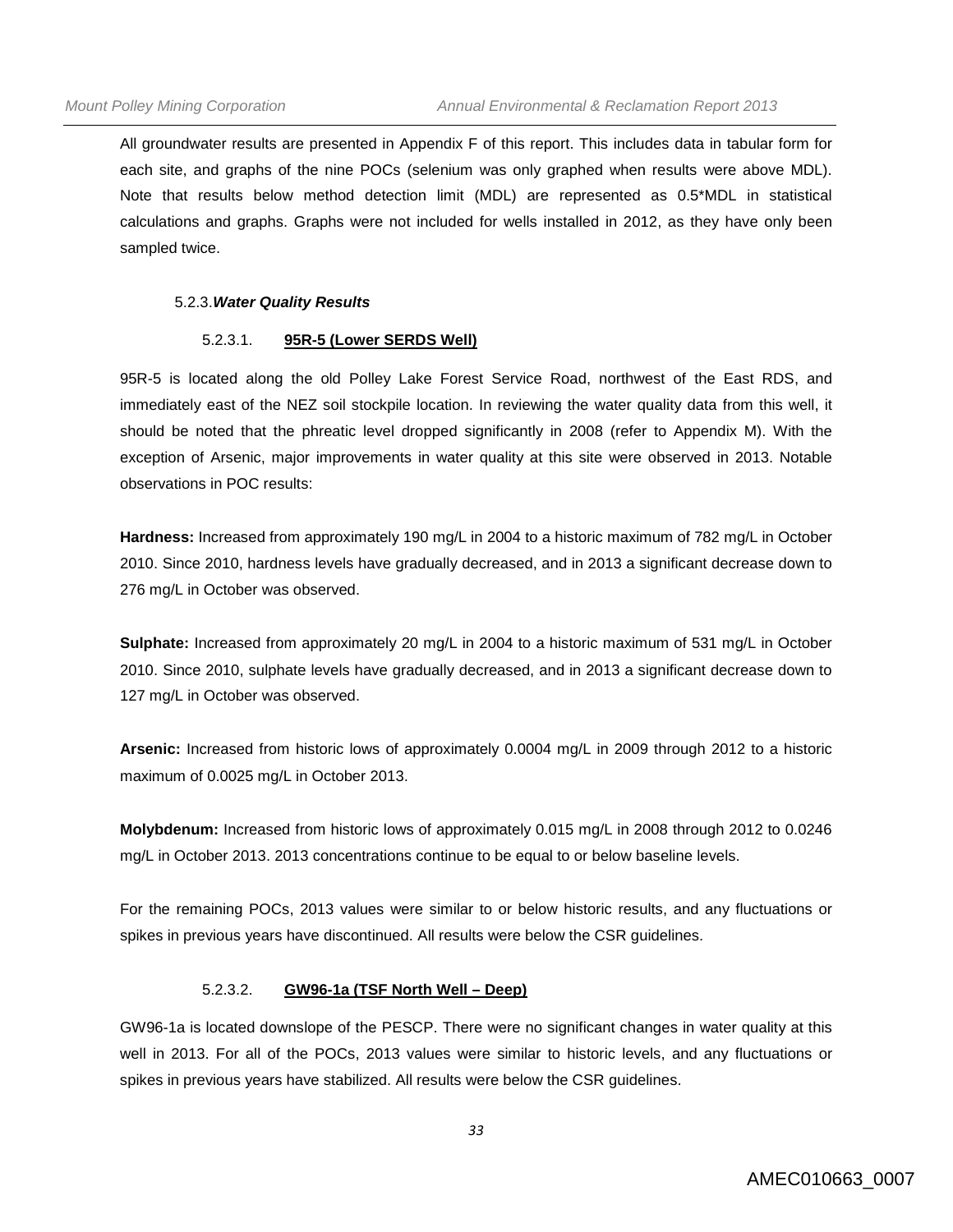All groundwater results are presented in Appendix F of this report. This includes data in tabular form for each site, and graphs of the nine POCs (selenium was only graphed when results were above MDL). Note that results below method detection limit (MDL) are represented as 0.5*MDL in statistical calculations and graphs. Graphs were not included for wells installed in 2012, as they have only been sampled twice.

### 5.2.3. *Water Quality Results*

#### 5.2.3.1. 95R-5 (Lower SERDS Well)

95R-5 is located along the old Polley Lake Forest Service Road, northwest of the East RDS, and immediately east of the NEZ soil stockpile location. In reviewing the water quality data from this well, it should be noted that the phreatic level dropped significantly in 2008 (refer to Appendix M). With the exception of Arsenic, major improvements in water quality at this site were observed in 2013. Notable observations in POC results:

**Hardness:** Increased from approximately 190 mg/L in 2004 to a historic maximum of 782 mg/L in October 2010. Since 2010, hardness levels have gradually decreased, and in 2013 a significant decrease down to 276 mg/L in October was observed.

**Sulphate:** Increased from approximately 20 mg/L in 2004 to a historic maximum of 531 mg/L in October 2010. Since 2010, sulphate levels have gradually decreased, and in 2013 a significant decrease down to 127 mg/L in October was observed.

**Arsenic:** Increased from historic lows of approximately 0.0004 mg/L in 2009 through 2012 to a historic maximum of 0.0025 mg/L in October 2013.

**Molybdenum:** Increased from historic lows of approximately 0.015 mg/L in 2008 through 2012 to 0.0246 mg/L in October 2013. 2013 concentrations continue to be equal to or below baseline levels.

For the remaining POCs, 2013 values were similar to or below historic results, and any fluctuations or spikes in previous years have discontinued. All results were below the CSR guidelines.

#### 5.2.3.2. GW96-1a (TSF North Well – Deep)

GW96-1a is located downslope of the PESCP. There were no significant changes in water quality at this well in 2013. For all of the POCs, 2013 values were similar to historic levels, and any fluctuations or spikes in previous years have stabilized. All results were below the CSR guidelines.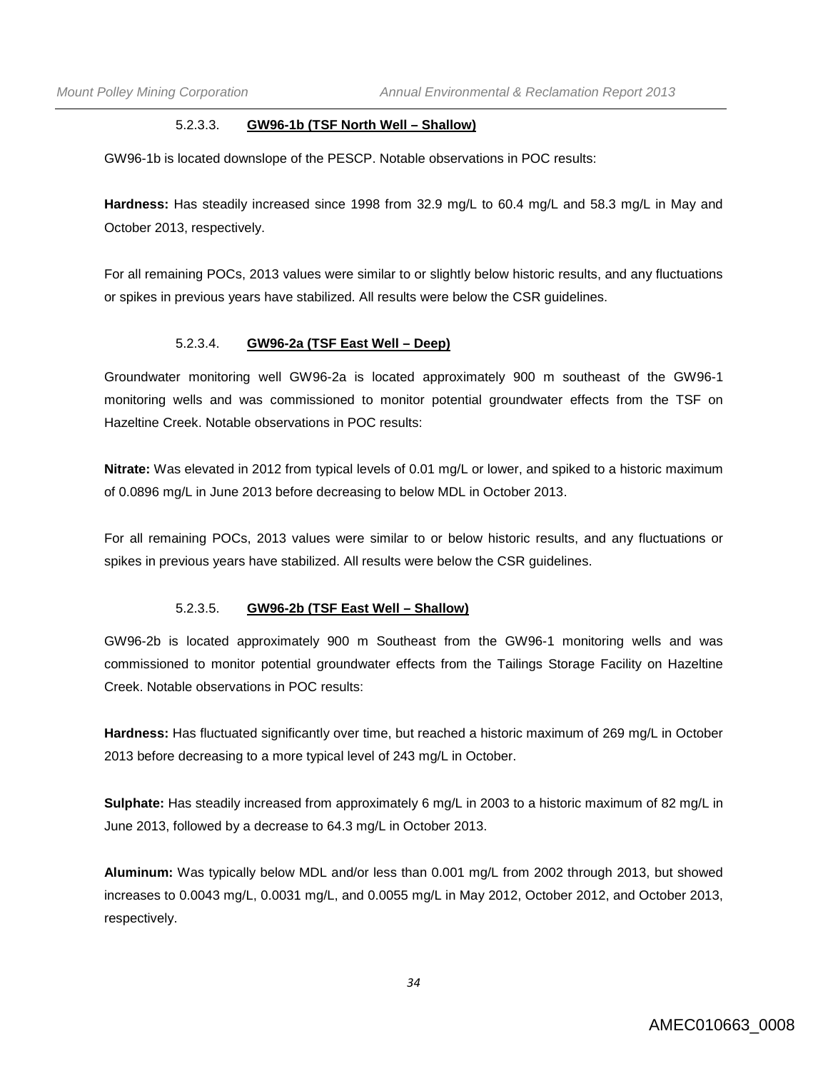#### 5.2.3.3. **GW96-1b (TSF North Well – Shallow)**

GW96-1b is located downslope of the PESCP. Notable observations in POC results:

**Hardness:** Has steadily increased since 1998 from 32.9 mg/L to 60.4 mg/L and 58.3 mg/L in May and October 2013, respectively.

For all remaining POCs, 2013 values were similar to or slightly below historic results, and any fluctuations or spikes in previous years have stabilized. All results were below the CSR guidelines.

#### 5.2.3.4. **GW96-2a (TSF East Well – Deep)**

Groundwater monitoring well GW96-2a is located approximately 900 m southeast of the GW96-1 monitoring wells and was commissioned to monitor potential groundwater effects from the TSF on Hazeltine Creek. Notable observations in POC results:

**Nitrate:** Was elevated in 2012 from typical levels of 0.01 mg/L or lower, and spiked to a historic maximum of 0.0896 mg/L in June 2013 before decreasing to below MDL in October 2013.

For all remaining POCs, 2013 values were similar to or below historic results, and any fluctuations or spikes in previous years have stabilized. All results were below the CSR guidelines.

#### 5.2.3.5. **GW96-2b (TSF East Well – Shallow)**

GW96-2b is located approximately 900 m Southeast from the GW96-1 monitoring wells and was commissioned to monitor potential groundwater effects from the Tailings Storage Facility on Hazeltine Creek. Notable observations in POC results:

**Hardness:** Has fluctuated significantly over time, but reached a historic maximum of 269 mg/L in October 2013 before decreasing to a more typical level of 243 mg/L in October.

**Sulphate:** Has steadily increased from approximately 6 mg/L in 2003 to a historic maximum of 82 mg/L in June 2013, followed by a decrease to 64.3 mg/L in October 2013.

**Aluminum:** Was typically below MDL and/or less than 0.001 mg/L from 2002 through 2013, but showed increases to 0.0043 mg/L, 0.0031 mg/L, and 0.0055 mg/L in May 2012, October 2012, and October 2013, respectively.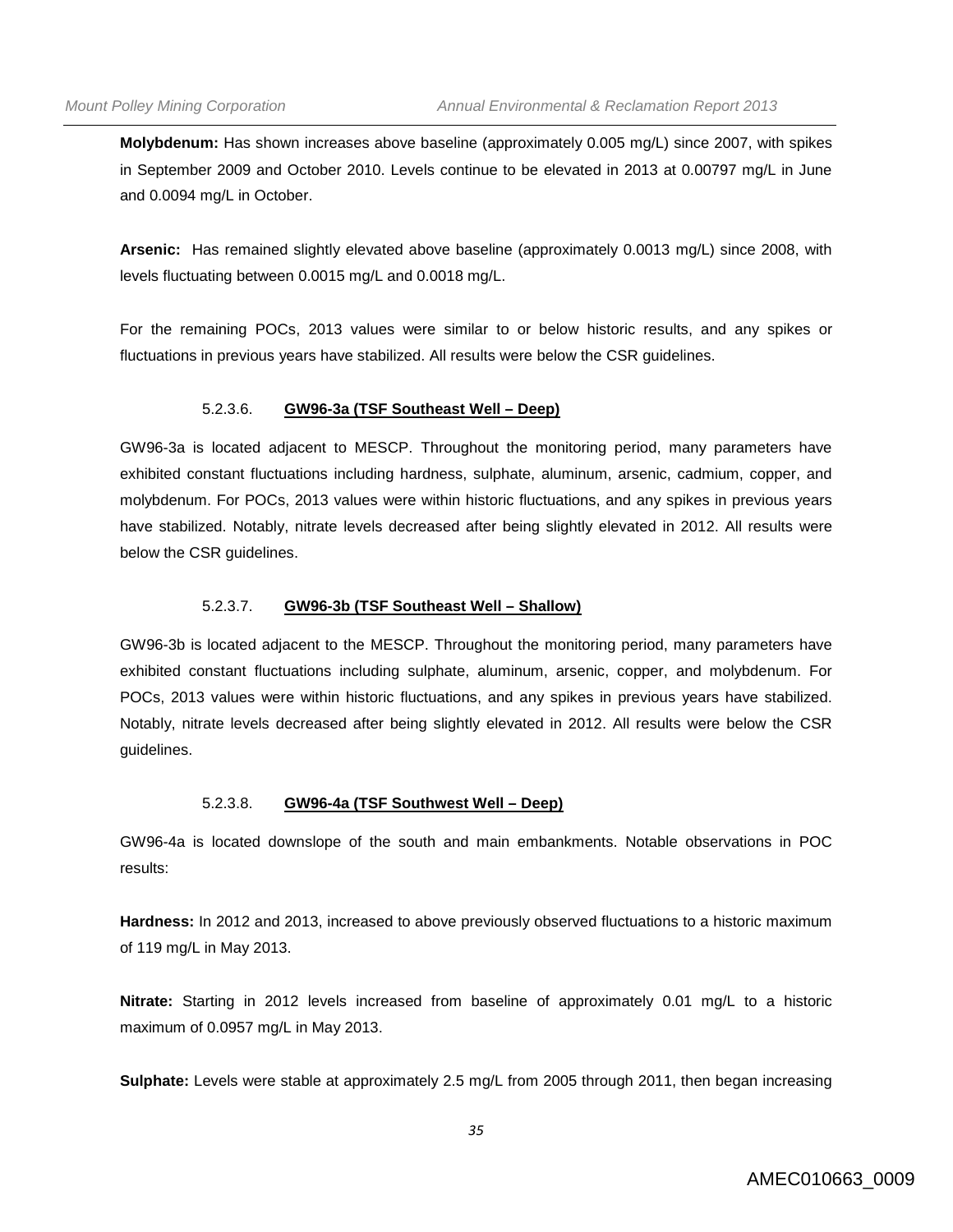**Molybdenum:** Has shown increases above baseline (approximately 0.005 mg/L) since 2007, with spikes in September 2009 and October 2010. Levels continue to be elevated in 2013 at 0.00797 mg/L in June and 0.0094 mg/L in October.

**Arsenic:** Has remained slightly elevated above baseline (approximately 0.0013 mg/L) since 2008, with levels fluctuating between 0.0015 mg/L and 0.0018 mg/L.

For the remaining POCs, 2013 values were similar to or below historic results, and any spikes or fluctuations in previous years have stabilized. All results were below the CSR guidelines.

#### 5.2.3.6. GW96-3a (TSF Southeast Well – Deep)

GW96-3a is located adjacent to MESCP. Throughout the monitoring period, many parameters have exhibited constant fluctuations including hardness, sulphate, aluminum, arsenic, cadmium, copper, and molybdenum. For POCs, 2013 values were within historic fluctuations, and any spikes in previous years have stabilized. Notably, nitrate levels decreased after being slightly elevated in 2012. All results were below the CSR guidelines.

#### 5.2.3.7. GW96-3b (TSF Southeast Well – Shallow)

GW96-3b is located adjacent to the MESCP. Throughout the monitoring period, many parameters have exhibited constant fluctuations including sulphate, aluminum, arsenic, copper, and molybdenum. For POCs, 2013 values were within historic fluctuations, and any spikes in previous years have stabilized. Notably, nitrate levels decreased after being slightly elevated in 2012. All results were below the CSR guidelines.

#### 5.2.3.8. GW96-4a (TSF Southwest Well – Deep)

GW96-4a is located downslope of the south and main embankments. Notable observations in POC results:

**Hardness:** In 2012 and 2013, increased to above previously observed fluctuations to a historic maximum of 119 mg/L in May 2013.

**Nitrate:** Starting in 2012 levels increased from baseline of approximately 0.01 mg/L to a historic maximum of 0.0957 mg/L in May 2013.

**Sulphate:** Levels were stable at approximately 2.5 mg/L from 2005 through 2011, then began increasing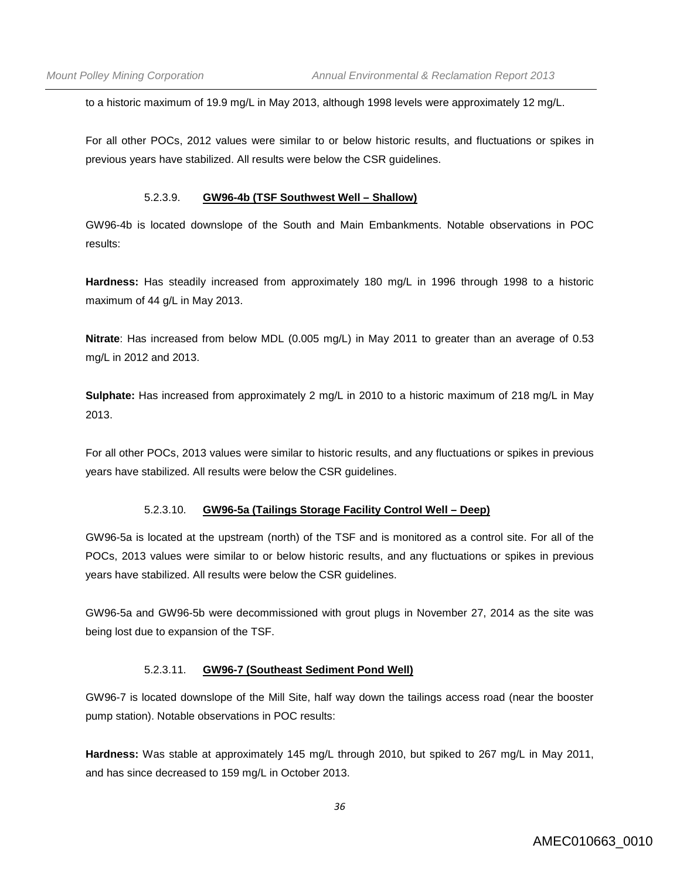to a historic maximum of 19.9 mg/L in May 2013, although 1998 levels were approximately 12 mg/L.

For all other POCs, 2012 values were similar to or below historic results, and fluctuations or spikes in previous years have stabilized. All results were below the CSR guidelines.

#### 5.2.3.9. GW96-4b (TSF Southwest Well – Shallow)

GW96-4b is located downslope of the South and Main Embankments. Notable observations in POC results:

**Hardness:** Has steadily increased from approximately 180 mg/L in 1996 through 1998 to a historic maximum of 44 g/L in May 2013.

**Nitrate**: Has increased from below MDL (0.005 mg/L) in May 2011 to greater than an average of 0.53 mg/L in 2012 and 2013.

**Sulphate:** Has increased from approximately 2 mg/L in 2010 to a historic maximum of 218 mg/L in May 2013.

For all other POCs, 2013 values were similar to historic results, and any fluctuations or spikes in previous years have stabilized. All results were below the CSR guidelines.

#### 5.2.3.10. GW96-5a (Tailings Storage Facility Control Well – Deep)

GW96-5a is located at the upstream (north) of the TSF and is monitored as a control site. For all of the POCs, 2013 values were similar to or below historic results, and any fluctuations or spikes in previous years have stabilized. All results were below the CSR guidelines.

GW96-5a and GW96-5b were decommissioned with grout plugs in November 27, 2014 as the site was being lost due to expansion of the TSF.

#### 5.2.3.11. GW96-7 (Southeast Sediment Pond Well)

GW96-7 is located downslope of the Mill Site, half way down the tailings access road (near the booster pump station). Notable observations in POC results:

**Hardness:** Was stable at approximately 145 mg/L through 2010, but spiked to 267 mg/L in May 2011, and has since decreased to 159 mg/L in October 2013.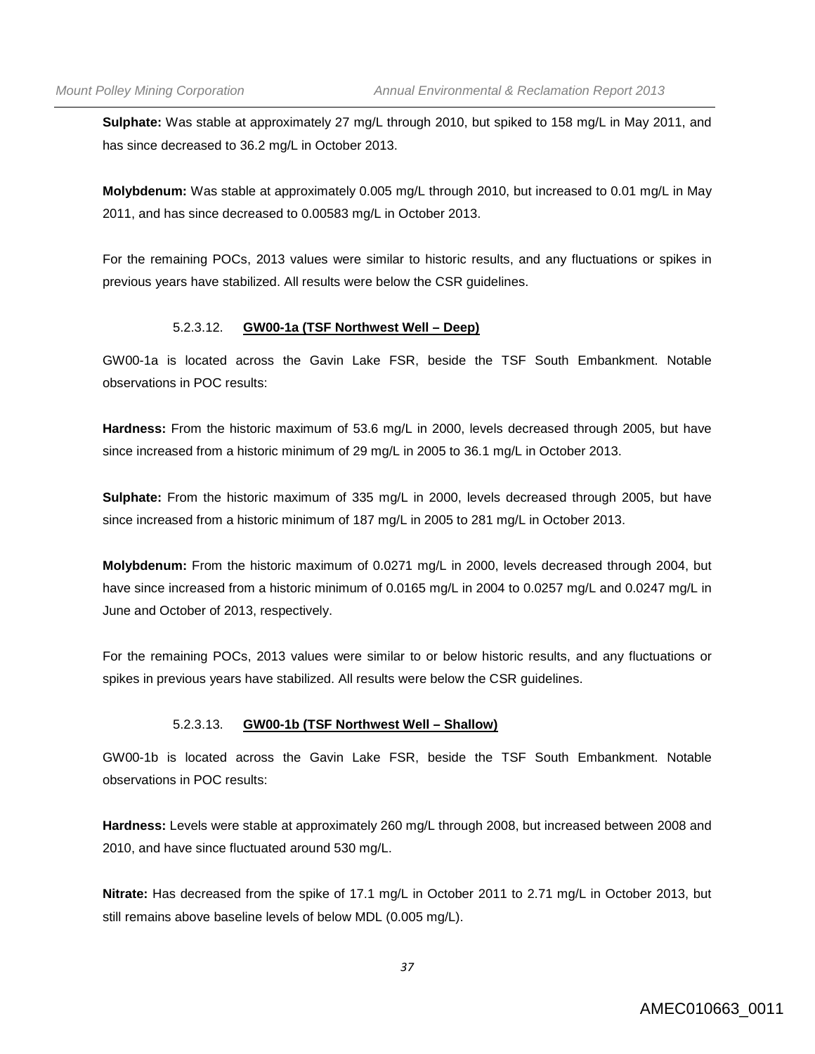**Sulphate:** Was stable at approximately 27 mg/L through 2010, but spiked to 158 mg/L in May 2011, and has since decreased to 36.2 mg/L in October 2013.

**Molybdenum:** Was stable at approximately 0.005 mg/L through 2010, but increased to 0.01 mg/L in May 2011, and has since decreased to 0.00583 mg/L in October 2013.

For the remaining POCs, 2013 values were similar to historic results, and any fluctuations or spikes in previous years have stabilized. All results were below the CSR guidelines.

##### 5.2.3.12. GW00-1a (TSF Northwest Well – Deep)

GW00-1a is located across the Gavin Lake FSR, beside the TSF South Embankment. Notable observations in POC results:

**Hardness:** From the historic maximum of 53.6 mg/L in 2000, levels decreased through 2005, but have since increased from a historic minimum of 29 mg/L in 2005 to 36.1 mg/L in October 2013.

**Sulphate:** From the historic maximum of 335 mg/L in 2000, levels decreased through 2005, but have since increased from a historic minimum of 187 mg/L in 2005 to 281 mg/L in October 2013.

**Molybdenum:** From the historic maximum of 0.0271 mg/L in 2000, levels decreased through 2004, but have since increased from a historic minimum of 0.0165 mg/L in 2004 to 0.0257 mg/L and 0.0247 mg/L in June and October of 2013, respectively.

For the remaining POCs, 2013 values were similar to or below historic results, and any fluctuations or spikes in previous years have stabilized. All results were below the CSR guidelines.

##### 5.2.3.13. GW00-1b (TSF Northwest Well – Shallow)

GW00-1b is located across the Gavin Lake FSR, beside the TSF South Embankment. Notable observations in POC results:

**Hardness:** Levels were stable at approximately 260 mg/L through 2008, but increased between 2008 and 2010, and have since fluctuated around 530 mg/L.

**Nitrate:** Has decreased from the spike of 17.1 mg/L in October 2011 to 2.71 mg/L in October 2013, but still remains above baseline levels of below MDL (0.005 mg/L).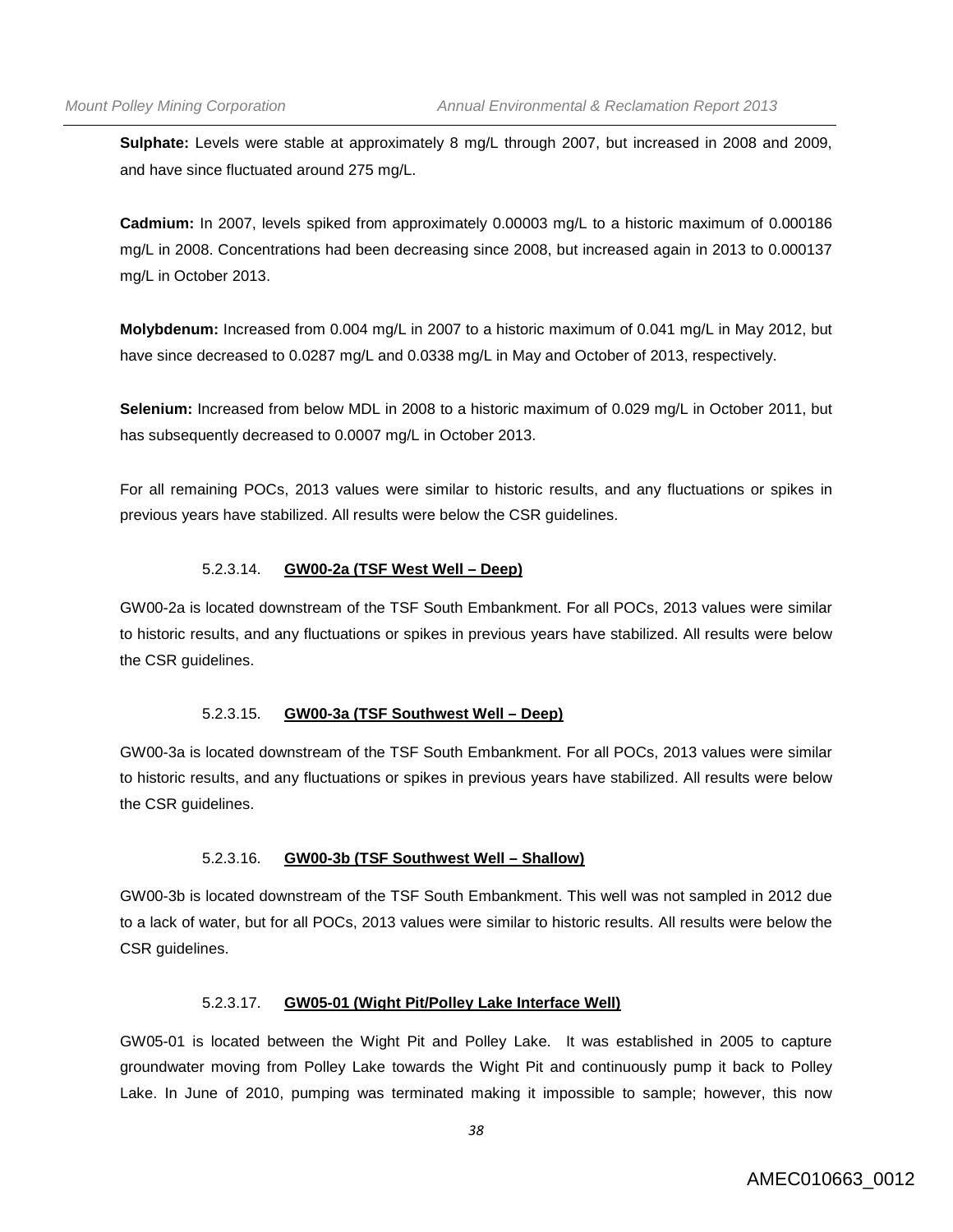**Sulphate:** Levels were stable at approximately 8 mg/L through 2007, but increased in 2008 and 2009, and have since fluctuated around 275 mg/L.

**Cadmium:** In 2007, levels spiked from approximately 0.00003 mg/L to a historic maximum of 0.000186 mg/L in 2008. Concentrations had been decreasing since 2008, but increased again in 2013 to 0.000137 mg/L in October 2013.

**Molybdenum:** Increased from 0.004 mg/L in 2007 to a historic maximum of 0.041 mg/L in May 2012, but have since decreased to 0.0287 mg/L and 0.0338 mg/L in May and October of 2013, respectively.

**Selenium:** Increased from below MDL in 2008 to a historic maximum of 0.029 mg/L in October 2011, but has subsequently decreased to 0.0007 mg/L in October 2013.

For all remaining POCs, 2013 values were similar to historic results, and any fluctuations or spikes in previous years have stabilized. All results were below the CSR guidelines.

#### 5.2.3.14. GW00-2a (TSF West Well – Deep)

GW00-2a is located downstream of the TSF South Embankment. For all POCs, 2013 values were similar to historic results, and any fluctuations or spikes in previous years have stabilized. All results were below the CSR guidelines.

#### 5.2.3.15. GW00-3a (TSF Southwest Well – Deep)

GW00-3a is located downstream of the TSF South Embankment. For all POCs, 2013 values were similar to historic results, and any fluctuations or spikes in previous years have stabilized. All results were below the CSR guidelines.

#### 5.2.3.16. GW00-3b (TSF Southwest Well – Shallow)

GW00-3b is located downstream of the TSF South Embankment. This well was not sampled in 2012 due to a lack of water, but for all POCs, 2013 values were similar to historic results. All results were below the CSR guidelines.

#### 5.2.3.17. GW05-01 (Wight Pit/Polley Lake Interface Well)

GW05-01 is located between the Wight Pit and Polley Lake. It was established in 2005 to capture groundwater moving from Polley Lake towards the Wight Pit and continuously pump it back to Polley Lake. In June of 2010, pumping was terminated making it impossible to sample; however, this now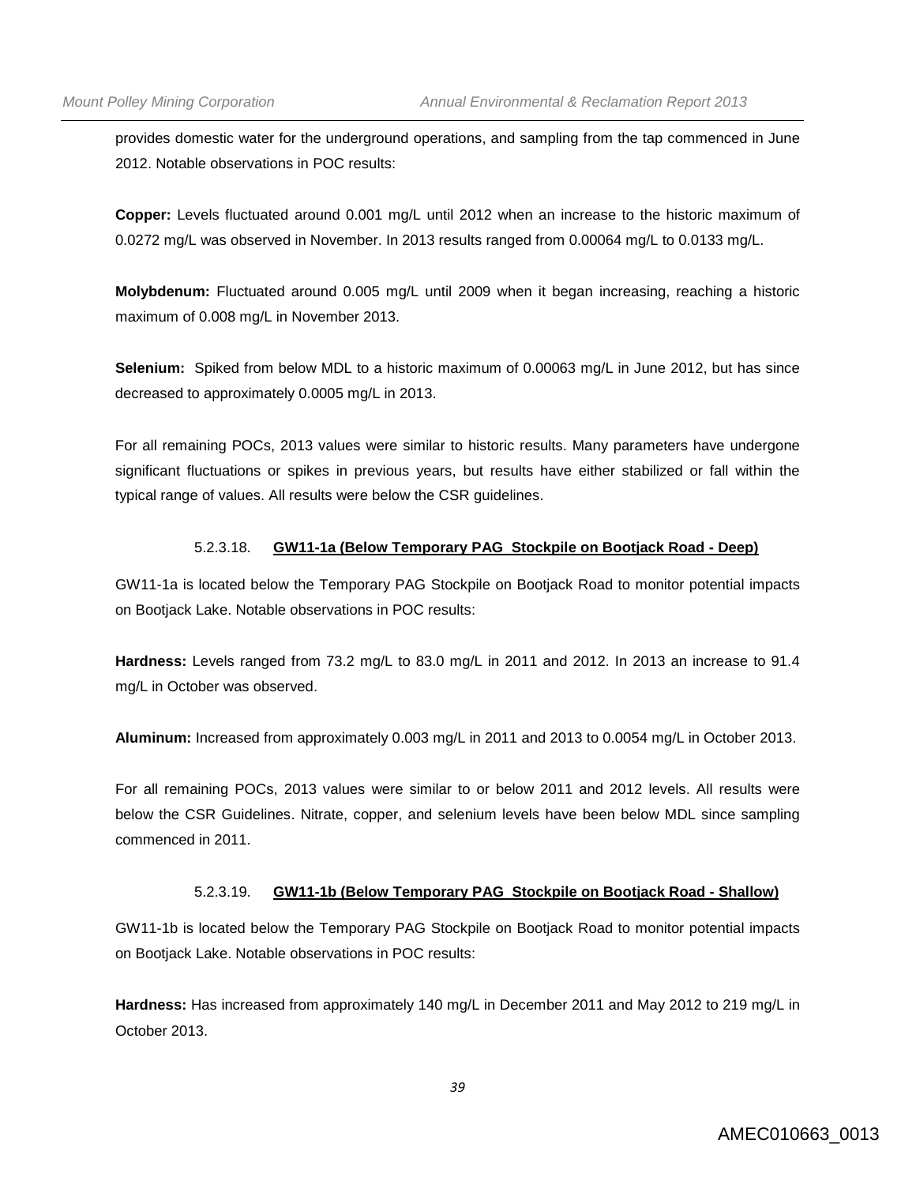provides domestic water for the underground operations, and sampling from the tap commenced in June 2012. Notable observations in POC results:

**Copper:** Levels fluctuated around 0.001 mg/L until 2012 when an increase to the historic maximum of 0.0272 mg/L was observed in November. In 2013 results ranged from 0.00064 mg/L to 0.0133 mg/L.

**Molybdenum:** Fluctuated around 0.005 mg/L until 2009 when it began increasing, reaching a historic maximum of 0.008 mg/L in November 2013.

**Selenium:** Spiked from below MDL to a historic maximum of 0.00063 mg/L in June 2012, but has since decreased to approximately 0.0005 mg/L in 2013.

For all remaining POCs, 2013 values were similar to historic results. Many parameters have undergone significant fluctuations or spikes in previous years, but results have either stabilized or fall within the typical range of values. All results were below the CSR guidelines.

#### 5.2.3.18. GW11-1a (Below Temporary PAG Stockpile on Bootjack Road - Deep)

GW11-1a is located below the Temporary PAG Stockpile on Bootjack Road to monitor potential impacts on Bootjack Lake. Notable observations in POC results:

**Hardness:** Levels ranged from 73.2 mg/L to 83.0 mg/L in 2011 and 2012. In 2013 an increase to 91.4 mg/L in October was observed.

**Aluminum:** Increased from approximately 0.003 mg/L in 2011 and 2013 to 0.0054 mg/L in October 2013.

For all remaining POCs, 2013 values were similar to or below 2011 and 2012 levels. All results were below the CSR Guidelines. Nitrate, copper, and selenium levels have been below MDL since sampling commenced in 2011.

#### 5.2.3.19. GW11-1b (Below Temporary PAG Stockpile on Bootjack Road - Shallow)

GW11-1b is located below the Temporary PAG Stockpile on Bootjack Road to monitor potential impacts on Bootjack Lake. Notable observations in POC results:

**Hardness:** Has increased from approximately 140 mg/L in December 2011 and May 2012 to 219 mg/L in October 2013.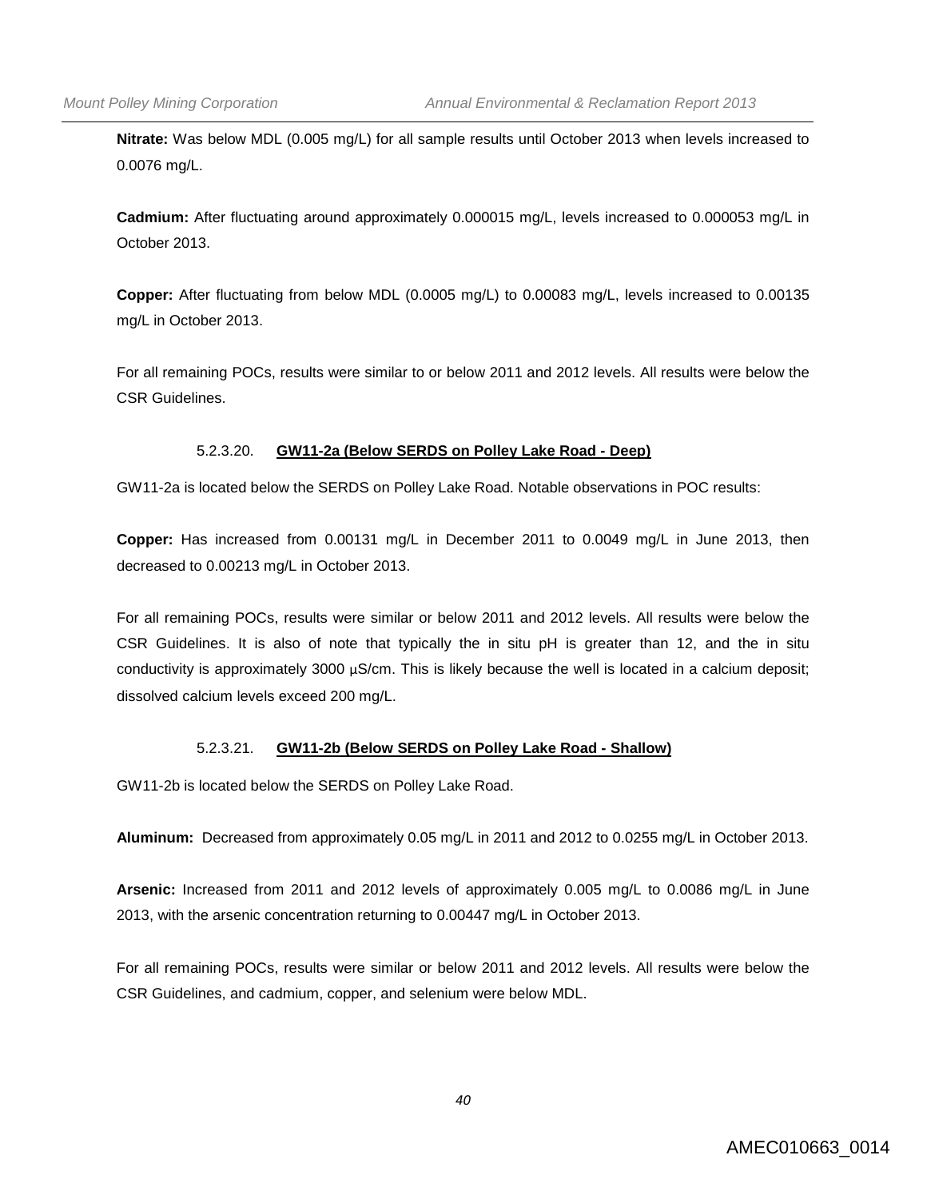**Nitrate:** Was below MDL (0.005 mg/L) for all sample results until October 2013 when levels increased to 0.0076 mg/L.

**Cadmium:** After fluctuating around approximately 0.000015 mg/L, levels increased to 0.000053 mg/L in October 2013.

**Copper:** After fluctuating from below MDL (0.0005 mg/L) to 0.00083 mg/L, levels increased to 0.00135 mg/L in October 2013.

For all remaining POCs, results were similar to or below 2011 and 2012 levels. All results were below the CSR Guidelines.

#### 5.2.3.20. GW11-2a (Below SERDS on Polley Lake Road - Deep)

GW11-2a is located below the SERDS on Polley Lake Road. Notable observations in POC results:

**Copper:** Has increased from 0.00131 mg/L in December 2011 to 0.0049 mg/L in June 2013, then decreased to 0.00213 mg/L in October 2013.

For all remaining POCs, results were similar or below 2011 and 2012 levels. All results were below the CSR Guidelines. It is also of note that typically the in situ pH is greater than 12, and the in situ conductivity is approximately 3000 µS/cm. This is likely because the well is located in a calcium deposit; dissolved calcium levels exceed 200 mg/L.

#### 5.2.3.21. GW11-2b (Below SERDS on Polley Lake Road - Shallow)

GW11-2b is located below the SERDS on Polley Lake Road.

**Aluminum:** Decreased from approximately 0.05 mg/L in 2011 and 2012 to 0.0255 mg/L in October 2013.

**Arsenic:** Increased from 2011 and 2012 levels of approximately 0.005 mg/L to 0.0086 mg/L in June 2013, with the arsenic concentration returning to 0.00447 mg/L in October 2013.

For all remaining POCs, results were similar or below 2011 and 2012 levels. All results were below the CSR Guidelines, and cadmium, copper, and selenium were below MDL.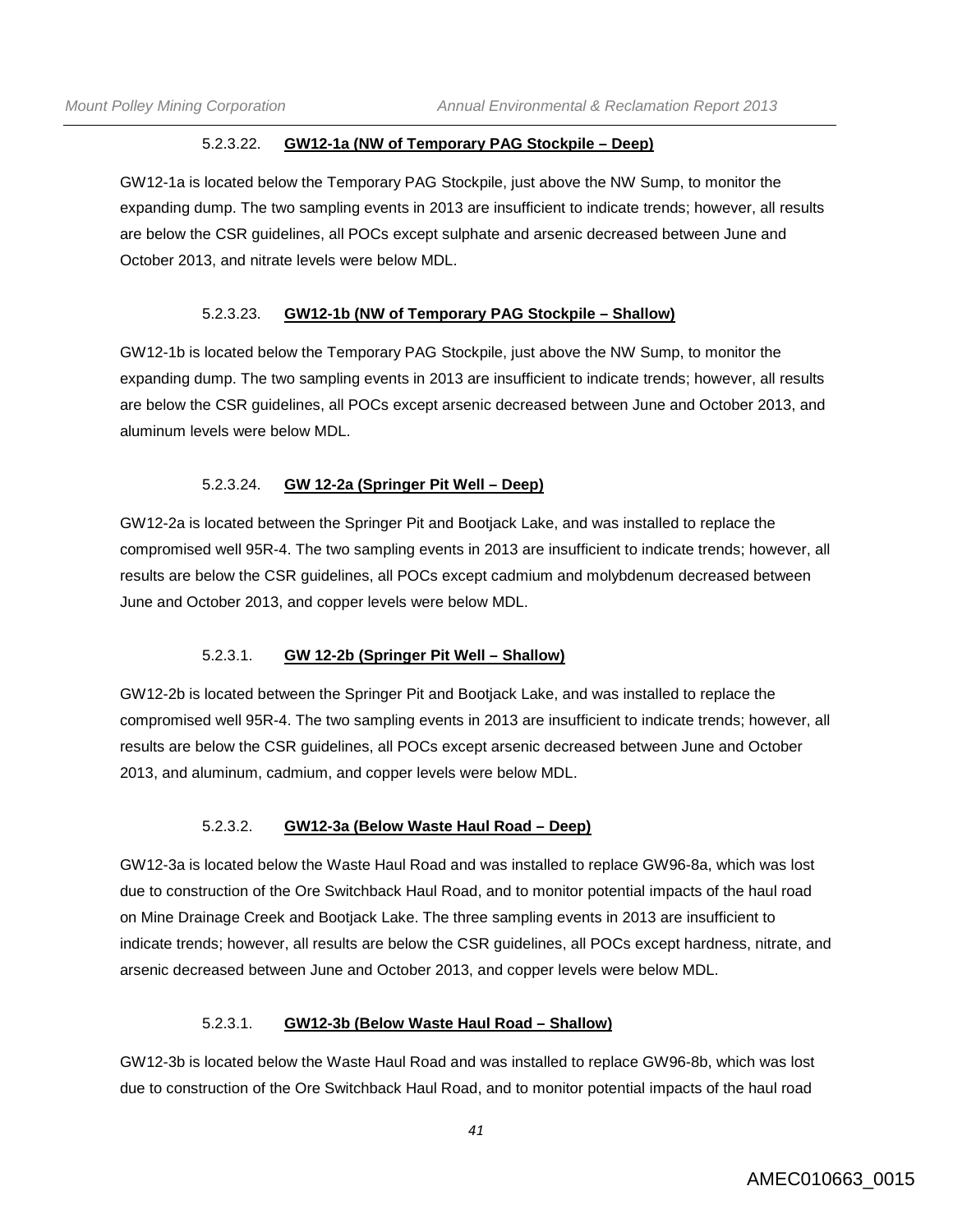#### 5.2.3.22. **GW12-1a (NW of Temporary PAG Stockpile – Deep)**

GW12-1a is located below the Temporary PAG Stockpile, just above the NW Sump, to monitor the expanding dump. The two sampling events in 2013 are insufficient to indicate trends; however, all results are below the CSR guidelines, all POCs except sulphate and arsenic decreased between June and October 2013, and nitrate levels were below MDL.

#### 5.2.3.23. **GW12-1b (NW of Temporary PAG Stockpile – Shallow)**

GW12-1b is located below the Temporary PAG Stockpile, just above the NW Sump, to monitor the expanding dump. The two sampling events in 2013 are insufficient to indicate trends; however, all results are below the CSR guidelines, all POCs except arsenic decreased between June and October 2013, and aluminum levels were below MDL.

#### 5.2.3.24. **GW 12-2a (Springer Pit Well – Deep)**

GW12-2a is located between the Springer Pit and Bootjack Lake, and was installed to replace the compromised well 95R-4. The two sampling events in 2013 are insufficient to indicate trends; however, all results are below the CSR guidelines, all POCs except cadmium and molybdenum decreased between June and October 2013, and copper levels were below MDL.

#### 5.2.3.1. **GW 12-2b (Springer Pit Well – Shallow)**

GW12-2b is located between the Springer Pit and Bootjack Lake, and was installed to replace the compromised well 95R-4. The two sampling events in 2013 are insufficient to indicate trends; however, all results are below the CSR guidelines, all POCs except arsenic decreased between June and October 2013, and aluminum, cadmium, and copper levels were below MDL.

#### 5.2.3.2. **GW12-3a (Below Waste Haul Road – Deep)**

GW12-3a is located below the Waste Haul Road and was installed to replace GW96-8a, which was lost due to construction of the Ore Switchback Haul Road, and to monitor potential impacts of the haul road on Mine Drainage Creek and Bootjack Lake. The three sampling events in 2013 are insufficient to indicate trends; however, all results are below the CSR guidelines, all POCs except hardness, nitrate, and arsenic decreased between June and October 2013, and copper levels were below MDL.

#### 5.2.3.1. **GW12-3b (Below Waste Haul Road – Shallow)**

GW12-3b is located below the Waste Haul Road and was installed to replace GW96-8b, which was lost due to construction of the Ore Switchback Haul Road, and to monitor potential impacts of the haul road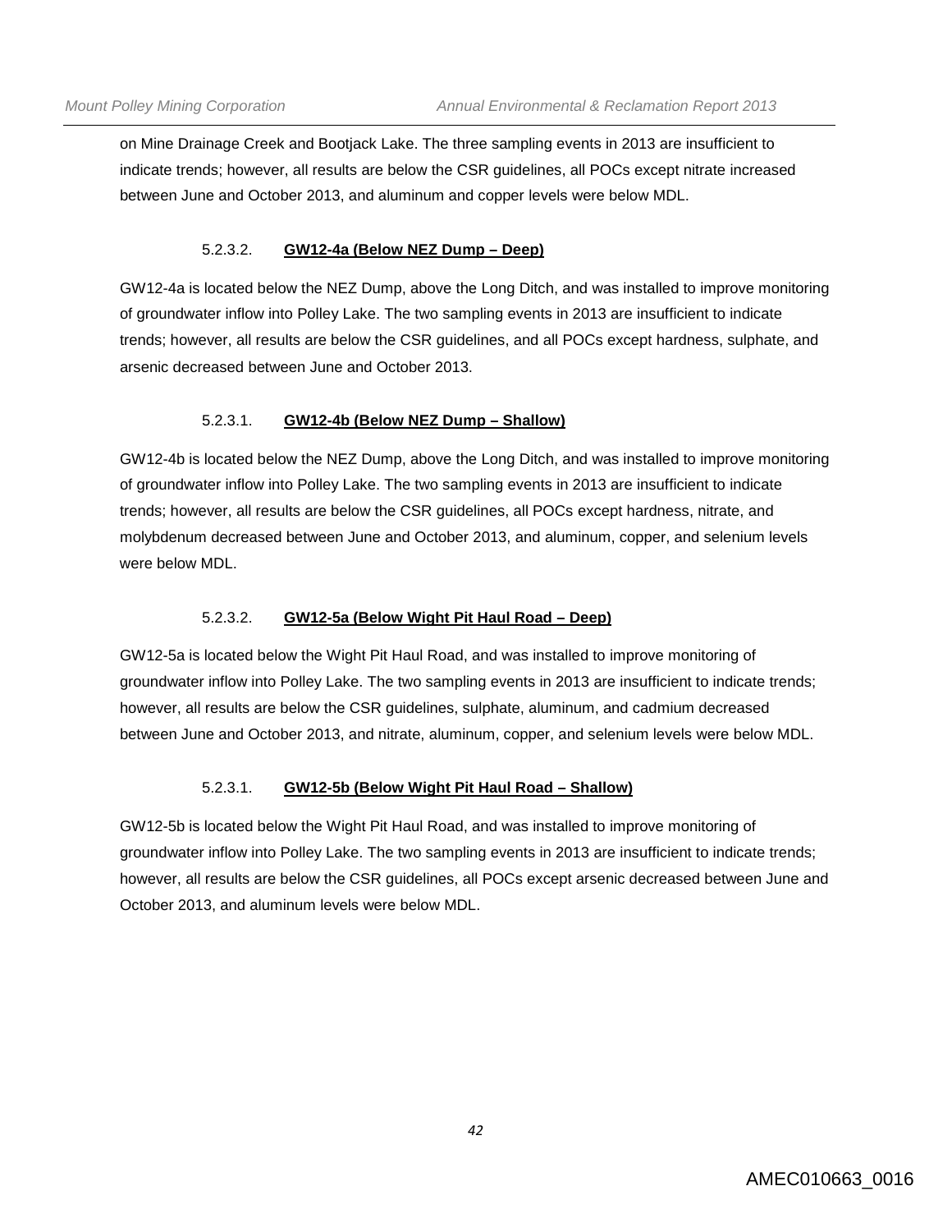on Mine Drainage Creek and Bootjack Lake. The three sampling events in 2013 are insufficient to indicate trends; however, all results are below the CSR guidelines, all POCs except nitrate increased between June and October 2013, and aluminum and copper levels were below MDL.

#### 5.2.3.2. GW12-4a (Below NEZ Dump – Deep)

GW12-4a is located below the NEZ Dump, above the Long Ditch, and was installed to improve monitoring of groundwater inflow into Polley Lake. The two sampling events in 2013 are insufficient to indicate trends; however, all results are below the CSR guidelines, and all POCs except hardness, sulphate, and arsenic decreased between June and October 2013.

#### 5.2.3.1. GW12-4b (Below NEZ Dump – Shallow)

GW12-4b is located below the NEZ Dump, above the Long Ditch, and was installed to improve monitoring of groundwater inflow into Polley Lake. The two sampling events in 2013 are insufficient to indicate trends; however, all results are below the CSR guidelines, all POCs except hardness, nitrate, and molybdenum decreased between June and October 2013, and aluminum, copper, and selenium levels were below MDL.

#### 5.2.3.2. GW12-5a (Below Wight Pit Haul Road – Deep)

GW12-5a is located below the Wight Pit Haul Road, and was installed to improve monitoring of groundwater inflow into Polley Lake. The two sampling events in 2013 are insufficient to indicate trends; however, all results are below the CSR guidelines, sulphate, aluminum, and cadmium decreased between June and October 2013, and nitrate, aluminum, copper, and selenium levels were below MDL.

#### 5.2.3.1. GW12-5b (Below Wight Pit Haul Road – Shallow)

GW12-5b is located below the Wight Pit Haul Road, and was installed to improve monitoring of groundwater inflow into Polley Lake. The two sampling events in 2013 are insufficient to indicate trends; however, all results are below the CSR guidelines, all POCs except arsenic decreased between June and October 2013, and aluminum levels were below MDL.

AMEC010663_0016